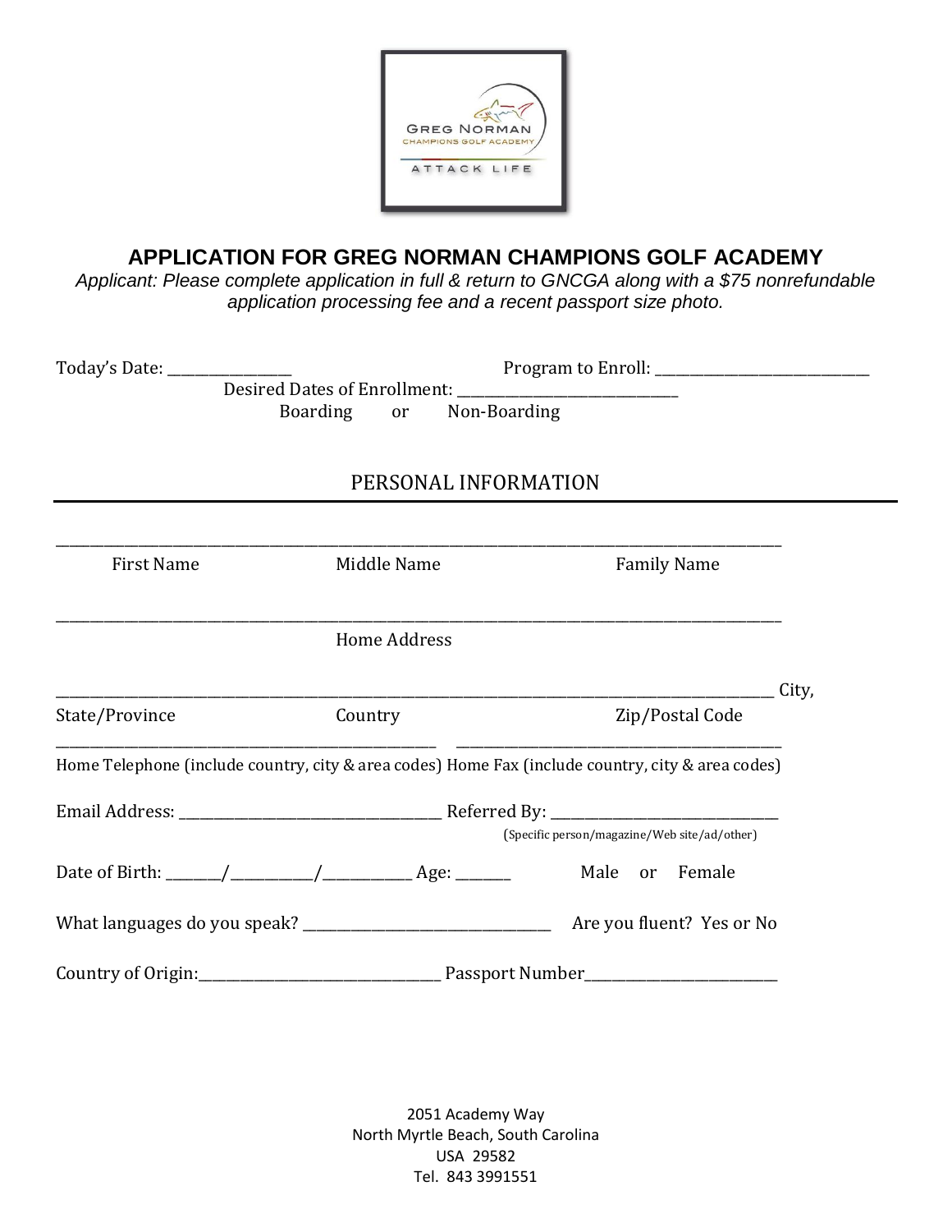# APPLICATION FOR GREG NORMAN CHAMPIONS GOLF ACADEMY

*Applicant: Please complete application in full & return to GNCGA along with a $75 nonrefundable application processing fee and a recent passport size photo.*

Today's Date: _________________ Program to Enroll: ______________________________

Desired Dates of Enrollment: ______________________________

Boarding or Non-Boarding

## PERSONAL INFORMATION

_______________________________________________________________________________

First Name Middle Name Family Name

_______________________________________________________________________________

Home Address

_______________________________________________________________________________ City,

State/Province Country Zip/Postal Code

_______________________________________ _______________________________________

Home Telephone (include country, city & area codes) Home Fax (include country, city & area codes)

Email Address: ______________________________ Referred By: ______________________________

(Specific person/magazine/Web site/ad/other)

Date of Birth: _______/__________/__________ Age: _______ Male or Female

What languages do you speak? ______________________________ Are you fluent? Yes or No

Country of Origin:______________________________ Passport Number__________________________

2051 Academy Way
North Myrtle Beach, South Carolina
USA 29582
Tel. 843 3991551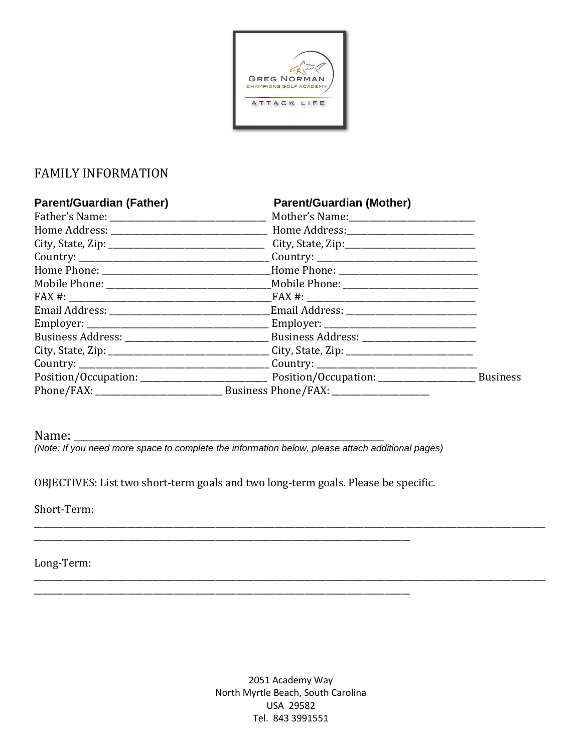## FAMILY INFORMATION

| Parent/Guardian (Father) | Parent/Guardian (Mother) |
| --- | --- |
| Father's Name: ______________________ | Mother's Name: ______________________ |
| Home Address: ______________________ | Home Address: ______________________ |
| City, State, Zip: ______________________ | City, State, Zip: ______________________ |
| Country: ______________________ | Country: ______________________ |
| Home Phone: ______________________ | Home Phone: ______________________ |
| Mobile Phone: ______________________ | Mobile Phone: ______________________ |
| FAX #: ______________________ | FAX #: ______________________ |
| Email Address: ______________________ | Email Address: ______________________ |
| Employer: ______________________ | Employer: ______________________ |
| Business Address: ______________________ | Business Address: ______________________ |
| City, State, Zip: ______________________ | City, State, Zip: ______________________ |
| Country: ______________________ | Country: ______________________ |
| Position/Occupation: ______________________ | Position/Occupation: ______________________ |
| Business Phone/FAX: ______________________ | Business Phone/FAX: ______________________ |

Name: ______________________________________________

*(Note: If you need more space to complete the information below, please attach additional pages)*

OBJECTIVES: List two short-term goals and two long-term goals. Please be specific.

Short-Term:

____________________________________________________________________________________

______________________________________________________________

Long-Term:

____________________________________________________________________________________

______________________________________________________________

2051 Academy Way
North Myrtle Beach, South Carolina
USA 29582
Tel. 843 3991551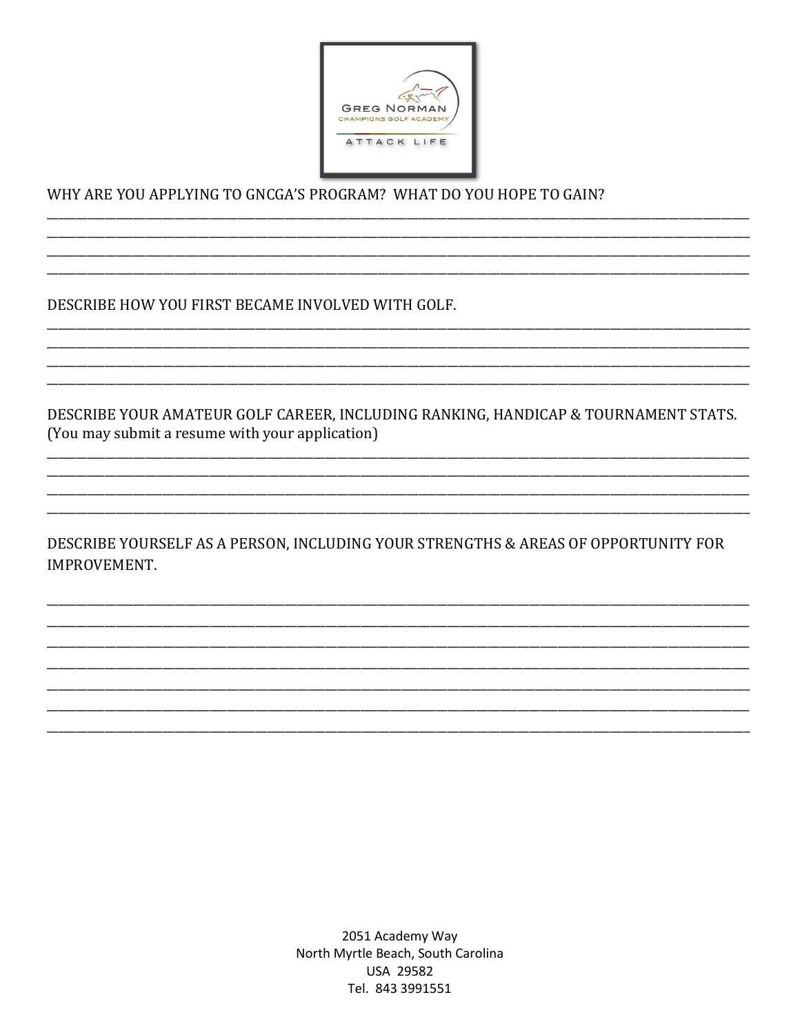WHY ARE YOU APPLYING TO GNCGA'S PROGRAM? WHAT DO YOU HOPE TO GAIN?

\_\_\_\_\_\_\_\_\_\_\_\_\_\_\_\_\_\_\_\_\_\_\_\_\_\_\_\_\_\_\_\_\_\_\_\_\_\_\_\_\_\_\_\_\_\_\_\_\_\_\_\_\_\_\_\_\_\_\_\_\_\_\_\_\_\_\_\_\_\_\_\_\_\_\_\_

\_\_\_\_\_\_\_\_\_\_\_\_\_\_\_\_\_\_\_\_\_\_\_\_\_\_\_\_\_\_\_\_\_\_\_\_\_\_\_\_\_\_\_\_\_\_\_\_\_\_\_\_\_\_\_\_\_\_\_\_\_\_\_\_\_\_\_\_\_\_\_\_\_\_\_\_

\_\_\_\_\_\_\_\_\_\_\_\_\_\_\_\_\_\_\_\_\_\_\_\_\_\_\_\_\_\_\_\_\_\_\_\_\_\_\_\_\_\_\_\_\_\_\_\_\_\_\_\_\_\_\_\_\_\_\_\_\_\_\_\_\_\_\_\_\_\_\_\_\_\_\_\_

\_\_\_\_\_\_\_\_\_\_\_\_\_\_\_\_\_\_\_\_\_\_\_\_\_\_\_\_\_\_\_\_\_\_\_\_\_\_\_\_\_\_\_\_\_\_\_\_\_\_\_\_\_\_\_\_\_\_\_\_\_\_\_\_\_\_\_\_\_\_\_\_\_\_\_\_

DESCRIBE HOW YOU FIRST BECAME INVOLVED WITH GOLF.

\_\_\_\_\_\_\_\_\_\_\_\_\_\_\_\_\_\_\_\_\_\_\_\_\_\_\_\_\_\_\_\_\_\_\_\_\_\_\_\_\_\_\_\_\_\_\_\_\_\_\_\_\_\_\_\_\_\_\_\_\_\_\_\_\_\_\_\_\_\_\_\_\_\_\_\_

\_\_\_\_\_\_\_\_\_\_\_\_\_\_\_\_\_\_\_\_\_\_\_\_\_\_\_\_\_\_\_\_\_\_\_\_\_\_\_\_\_\_\_\_\_\_\_\_\_\_\_\_\_\_\_\_\_\_\_\_\_\_\_\_\_\_\_\_\_\_\_\_\_\_\_\_

\_\_\_\_\_\_\_\_\_\_\_\_\_\_\_\_\_\_\_\_\_\_\_\_\_\_\_\_\_\_\_\_\_\_\_\_\_\_\_\_\_\_\_\_\_\_\_\_\_\_\_\_\_\_\_\_\_\_\_\_\_\_\_\_\_\_\_\_\_\_\_\_\_\_\_\_

\_\_\_\_\_\_\_\_\_\_\_\_\_\_\_\_\_\_\_\_\_\_\_\_\_\_\_\_\_\_\_\_\_\_\_\_\_\_\_\_\_\_\_\_\_\_\_\_\_\_\_\_\_\_\_\_\_\_\_\_\_\_\_\_\_\_\_\_\_\_\_\_\_\_\_\_

DESCRIBE YOUR AMATEUR GOLF CAREER, INCLUDING RANKING, HANDICAP & TOURNAMENT STATS.
(You may submit a resume with your application)

\_\_\_\_\_\_\_\_\_\_\_\_\_\_\_\_\_\_\_\_\_\_\_\_\_\_\_\_\_\_\_\_\_\_\_\_\_\_\_\_\_\_\_\_\_\_\_\_\_\_\_\_\_\_\_\_\_\_\_\_\_\_\_\_\_\_\_\_\_\_\_\_\_\_\_\_

\_\_\_\_\_\_\_\_\_\_\_\_\_\_\_\_\_\_\_\_\_\_\_\_\_\_\_\_\_\_\_\_\_\_\_\_\_\_\_\_\_\_\_\_\_\_\_\_\_\_\_\_\_\_\_\_\_\_\_\_\_\_\_\_\_\_\_\_\_\_\_\_\_\_\_\_

\_\_\_\_\_\_\_\_\_\_\_\_\_\_\_\_\_\_\_\_\_\_\_\_\_\_\_\_\_\_\_\_\_\_\_\_\_\_\_\_\_\_\_\_\_\_\_\_\_\_\_\_\_\_\_\_\_\_\_\_\_\_\_\_\_\_\_\_\_\_\_\_\_\_\_\_

\_\_\_\_\_\_\_\_\_\_\_\_\_\_\_\_\_\_\_\_\_\_\_\_\_\_\_\_\_\_\_\_\_\_\_\_\_\_\_\_\_\_\_\_\_\_\_\_\_\_\_\_\_\_\_\_\_\_\_\_\_\_\_\_\_\_\_\_\_\_\_\_\_\_\_\_

DESCRIBE YOURSELF AS A PERSON, INCLUDING YOUR STRENGTHS & AREAS OF OPPORTUNITY FOR IMPROVEMENT.

\_\_\_\_\_\_\_\_\_\_\_\_\_\_\_\_\_\_\_\_\_\_\_\_\_\_\_\_\_\_\_\_\_\_\_\_\_\_\_\_\_\_\_\_\_\_\_\_\_\_\_\_\_\_\_\_\_\_\_\_\_\_\_\_\_\_\_\_\_\_\_\_\_\_\_\_

\_\_\_\_\_\_\_\_\_\_\_\_\_\_\_\_\_\_\_\_\_\_\_\_\_\_\_\_\_\_\_\_\_\_\_\_\_\_\_\_\_\_\_\_\_\_\_\_\_\_\_\_\_\_\_\_\_\_\_\_\_\_\_\_\_\_\_\_\_\_\_\_\_\_\_\_

\_\_\_\_\_\_\_\_\_\_\_\_\_\_\_\_\_\_\_\_\_\_\_\_\_\_\_\_\_\_\_\_\_\_\_\_\_\_\_\_\_\_\_\_\_\_\_\_\_\_\_\_\_\_\_\_\_\_\_\_\_\_\_\_\_\_\_\_\_\_\_\_\_\_\_\_

\_\_\_\_\_\_\_\_\_\_\_\_\_\_\_\_\_\_\_\_\_\_\_\_\_\_\_\_\_\_\_\_\_\_\_\_\_\_\_\_\_\_\_\_\_\_\_\_\_\_\_\_\_\_\_\_\_\_\_\_\_\_\_\_\_\_\_\_\_\_\_\_\_\_\_\_

\_\_\_\_\_\_\_\_\_\_\_\_\_\_\_\_\_\_\_\_\_\_\_\_\_\_\_\_\_\_\_\_\_\_\_\_\_\_\_\_\_\_\_\_\_\_\_\_\_\_\_\_\_\_\_\_\_\_\_\_\_\_\_\_\_\_\_\_\_\_\_\_\_\_\_\_

\_\_\_\_\_\_\_\_\_\_\_\_\_\_\_\_\_\_\_\_\_\_\_\_\_\_\_\_\_\_\_\_\_\_\_\_\_\_\_\_\_\_\_\_\_\_\_\_\_\_\_\_\_\_\_\_\_\_\_\_\_\_\_\_\_\_\_\_\_\_\_\_\_\_\_\_

\_\_\_\_\_\_\_\_\_\_\_\_\_\_\_\_\_\_\_\_\_\_\_\_\_\_\_\_\_\_\_\_\_\_\_\_\_\_\_\_\_\_\_\_\_\_\_\_\_\_\_\_\_\_\_\_\_\_\_\_\_\_\_\_\_\_\_\_\_\_\_\_\_\_\_\_

2051 Academy Way
North Myrtle Beach, South Carolina
USA 29582
Tel. 843 3991551